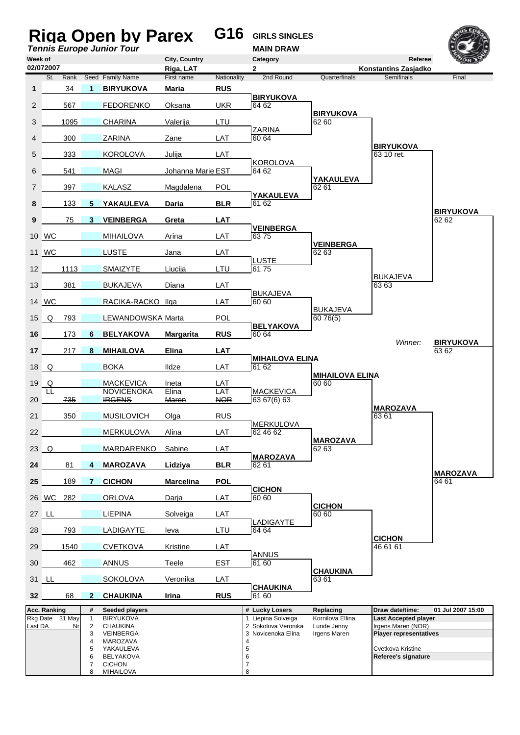# Riga Open by Parex

**G16** **GIRLS SINGLES**

*Tennis Europe Junior Tour*

**MAIN DRAW**

| Week of | City, Country | Category | Referee |
|---|---|---|---|
| 02/072007 | Riga, LAT | 2 | Konstantins Zasjadko |

| # | St. | Rank | Seed | Family Name | First name | Nationality | 2nd Round | Quarterfinals | Semifinals | Final |
|---|---|---|---|---|---|---|---|---|---|---|
| **1** | | 34 | **1** | **BIRYUKOVA** | **Maria** | **RUS** | | | | |
| 2 | | 567 | | FEDORENKO | Oksana | UKR | BIRYUKOVA 64 62 | | | |
| 3 | | 1095 | | CHARINA | Valerija | LTU | | BIRYUKOVA 62 60 | | |
| 4 | | 300 | | ZARINA | Zane | LAT | ZARINA 60 64 | | | |
| 5 | | 333 | | KOROLOVA | Julija | LAT | | | BIRYUKOVA 63 10 ret. | |
| 6 | | 541 | | MAGI | Johanna Marie | EST | KOROLOVA 64 62 | | | |
| 7 | | 397 | | KALASZ | Magdalena | POL | | YAKAULEVA 62 61 | | |
| **8** | | 133 | **5** | **YAKAULEVA** | **Daria** | **BLR** | YAKAULEVA 61 62 | | | |
| **9** | | 75 | **3** | **VEINBERGA** | **Greta** | **LAT** | | | | BIRYUKOVA 62 62 |
| 10 | WC | | | MIHAILOVA | Arina | LAT | VEINBERGA 63 75 | | | |
| 11 | WC | | | LUSTE | Jana | LAT | | VEINBERGA 62 63 | | |
| 12 | | 1113 | | SMAIZYTE | Liucija | LTU | LUSTE 61 75 | | | |
| 13 | | 381 | | BUKAJEVA | Diana | LAT | | | BUKAJEVA 63 63 | |
| 14 | WC | | | RACIKA-RACKO | Ilga | LAT | BUKAJEVA 60 60 | | | |
| 15 | Q | 793 | | LEWANDOWSKA | Marta | POL | | BUKAJEVA 60 76(5) | | |
| **16** | | 173 | **6** | **BELYAKOVA** | **Margarita** | **RUS** | BELYAKOVA 60 64 | | | |
| **17** | | 217 | **8** | **MIHAILOVA** | **Elina** | **LAT** | | | | |
| 18 | Q | | | BOKA | Ildze | LAT | MIHAILOVA ELINA 61 62 | | | |
| 19 | Q | | | MACKEVICA | Ineta | LAT | | MIHAILOVA ELINA 60 60 | | |
| 20 | LL | ~~735~~ | | NOVICENOKA ~~IRGENS~~ | Elina ~~Maren~~ | LAT ~~NOR~~ | MACKEVICA 63 67(6) 63 | | | |
| 21 | | 350 | | MUSILOVICH | Olga | RUS | | | MAROZAVA 63 61 | |
| 22 | | | | MERKULOVA | Alina | LAT | MERKULOVA 62 46 62 | | | |
| 23 | Q | | | MARDARENKO | Sabine | LAT | | MAROZAVA 62 63 | | |
| **24** | | 81 | **4** | **MAROZAVA** | **Lidziya** | **BLR** | MAROZAVA 62 61 | | | |
| **25** | | 189 | **7** | **CICHON** | **Marcelina** | **POL** | | | | MAROZAVA 64 61 |
| 26 | WC | 282 | | ORLOVA | Darja | LAT | CICHON 60 60 | | | |
| 27 | LL | | | LIEPINA | Solveiga | LAT | | CICHON 60 60 | | |
| 28 | | 793 | | LADIGAYTE | Ieva | LTU | LADIGAYTE 64 64 | | | |
| 29 | | 1540 | | CVETKOVA | Kristine | LAT | | | CICHON 46 61 61 | |
| 30 | | 462 | | ANNUS | Teele | EST | ANNUS 61 60 | | | |
| 31 | LL | | | SOKOLOVA | Veronika | LAT | | CHAUKINA 63 61 | | |
| **32** | | 68 | **2** | **CHAUKINA** | **Irina** | **RUS** | CHAUKINA 61 60 | | | |

*Winner:* **BIRYUKOVA** 63 62

| Acc. Ranking | | # | Seeded players | # | Lucky Losers | Replacing | Draw date/time: 01 Jul 2007 15:00 |
|---|---|---|---|---|---|---|---|
| Rkg Date | 31 May | 1 | BIRYUKOVA | 1 | Liepina Solveiga | Kornilova Ellina | **Last Accepted player** |
| Last DA | Nr | 2 | CHAUKINA | 2 | Sokolova Veronika | Lunde Jenny | Irgens Maren (NOR) |
| | | 3 | VEINBERGA | 3 | Novicenoka Elina | Irgens Maren | **Player representatives** |
| | | 4 | MAROZAVA | 4 | | | |
| | | 5 | YAKAULEVA | 5 | | | Cvetkova Kristine |
| | | 6 | BELYAKOVA | 6 | | | **Referee's signature** |
| | | 7 | CICHON | 7 | | | |
| | | 8 | MIHAILOVA | 8 | | | |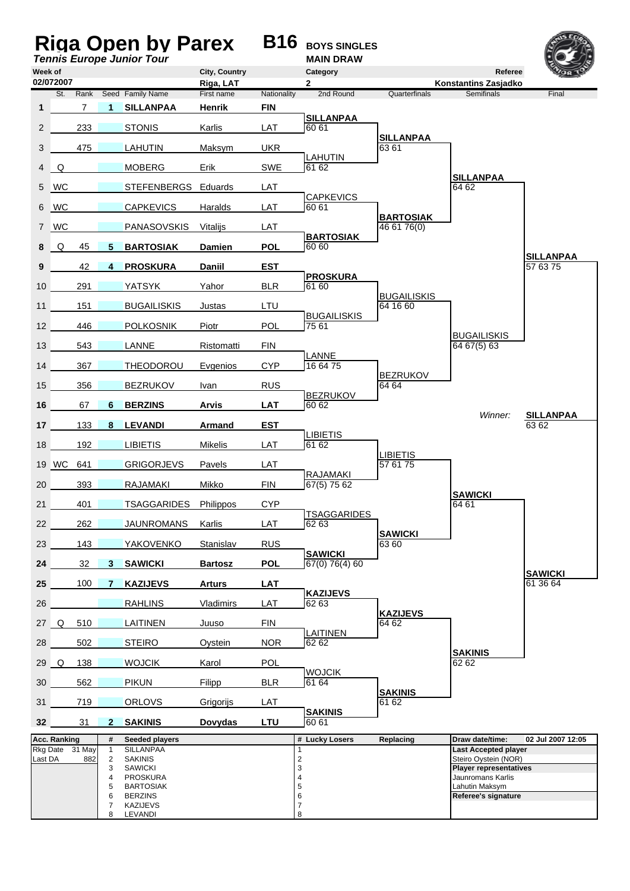# Riga Open by Parex

**B16** **BOYS SINGLES**

*Tennis Europe Junior Tour*

**MAIN DRAW**

| Week of | City, Country | Category | Referee |
|---|---|---|---|
| 02/072007 | Riga, LAT | 2 | Konstantins Zasjadko |

| # | St. | Rank | Seed | Family Name | First name | Nationality |
|---|---|---|---|---|---|---|
| 1 | | 7 | 1 | **SILLANPAA** | **Henrik** | **FIN** |
| 2 | | 233 | | STONIS | Karlis | LAT |
| 3 | | 475 | | LAHUTIN | Maksym | UKR |
| 4 | Q | | | MOBERG | Erik | SWE |
| 5 | WC | | | STEFENBERGS | Eduards | LAT |
| 6 | WC | | | CAPKEVICS | Haralds | LAT |
| 7 | WC | | | PANASOVSKIS | Vitalijs | LAT |
| 8 | Q | 45 | 5 | **BARTOSIAK** | **Damien** | **POL** |
| 9 | | 42 | 4 | **PROSKURA** | **Daniil** | **EST** |
| 10 | | 291 | | YATSYK | Yahor | BLR |
| 11 | | 151 | | BUGAILISKIS | Justas | LTU |
| 12 | | 446 | | POLKOSNIK | Piotr | POL |
| 13 | | 543 | | LANNE | Ristomatti | FIN |
| 14 | | 367 | | THEODOROU | Evgenios | CYP |
| 15 | | 356 | | BEZRUKOV | Ivan | RUS |
| 16 | | 67 | 6 | **BERZINS** | **Arvis** | **LAT** |
| 17 | | 133 | 8 | **LEVANDI** | **Armand** | **EST** |
| 18 | | 192 | | LIBIETIS | Mikelis | LAT |
| 19 | WC | 641 | | GRIGORJEVS | Pavels | LAT |
| 20 | | 393 | | RAJAMAKI | Mikko | FIN |
| 21 | | 401 | | TSAGGARIDES | Philippos | CYP |
| 22 | | 262 | | JAUNROMANS | Karlis | LAT |
| 23 | | 143 | | YAKOVENKO | Stanislav | RUS |
| 24 | | 32 | 3 | **SAWICKI** | **Bartosz** | **POL** |
| 25 | | 100 | 7 | **KAZIJEVS** | **Arturs** | **LAT** |
| 26 | | | | RAHLINS | Vladimirs | LAT |
| 27 | Q | 510 | | LAITINEN | Juuso | FIN |
| 28 | | 502 | | STEIRO | Oystein | NOR |
| 29 | Q | 138 | | WOJCIK | Karol | POL |
| 30 | | 562 | | PIKUN | Filipp | BLR |
| 31 | | 719 | | ORLOVS | Grigorijs | LAT |
| 32 | | 31 | 2 | **SAKINIS** | **Dovydas** | **LTU** |

**2nd Round**

- SILLANPAA 60 61
- LAHUTIN 61 62
- CAPKEVICS 60 61
- BARTOSIAK 60 60
- PROSKURA 61 60
- BUGAILISKIS 75 61
- LANNE 16 64 75
- BEZRUKOV 60 62
- LIBIETIS 61 62
- RAJAMAKI 67(5) 75 62
- TSAGGARIDES 62 63
- SAWICKI 67(0) 76(4) 60
- KAZIJEVS 62 63
- LAITINEN 62 62
- WOJCIK 61 64
- SAKINIS 60 61

**Quarterfinals**

- SILLANPAA 63 61
- BARTOSIAK 46 61 76(0)
- BUGAILISKIS 64 16 60
- BEZRUKOV 64 64
- LIBIETIS 57 61 75
- SAWICKI 63 60
- KAZIJEVS 64 62
- SAKINIS 61 62

**Semifinals**

- SILLANPAA 64 62
- BUGAILISKIS 64 67(5) 63
- SAWICKI 64 61
- SAKINIS 62 62

**Final**

- SILLANPAA 57 63 75
- SAWICKI 61 36 64

*Winner:* **SILLANPAA** 63 62

| Acc. Ranking | | # | Seeded players | # | Lucky Losers | Replacing | Draw date/time: 02 Jul 2007 12:05 |
|---|---|---|---|---|---|---|---|
| Rkg Date | 31 May | 1 | SILLANPAA | 1 | | | **Last Accepted player** |
| Last DA | 882 | 2 | SAKINIS | 2 | | | Steiro Oystein (NOR) |
| | | 3 | SAWICKI | 3 | | | **Player representatives** |
| | | 4 | PROSKURA | 4 | | | Jaunromans Karlis |
| | | 5 | BARTOSIAK | 5 | | | Lahutin Maksym |
| | | 6 | BERZINS | 6 | | | **Referee's signature** |
| | | 7 | KAZIJEVS | 7 | | | |
| | | 8 | LEVANDI | 8 | | | |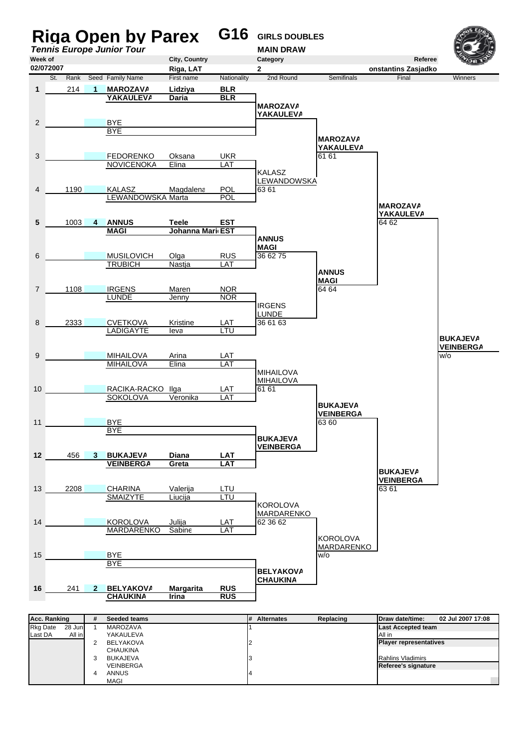# Riga Open by Parex G16 GIRLS DOUBLES

***Tennis Europe Junior Tour***

**MAIN DRAW**

| Week of | City, Country | Category | Referee |
|---|---|---|---|
| 02/072007 | Riga, LAT | 2 | onstantins Zasjadko |

| St. | Rank | Seed | Family Name | First name | Nationality | 2nd Round | Semifinals | Final | Winners |
|---|---|---|---|---|---|---|---|---|---|
| 1 | 214 | 1 | **MAROZAVA** / **YAKAULEVA** | **Lidziya** / **Daria** | **BLR** / **BLR** | | | | |
| | | | | | | **MAROZAVA** / **YAKAULEVA** | | | |
| 2 | | | BYE / BYE | | | | | | |
| | | | | | | | **MAROZAVA** / **YAKAULEVA** 61 61 | | |
| 3 | | | FEDORENKO / NOVICENOKA | Oksana / Elina | UKR / LAT | | | | |
| | | | | | | KALASZ / LEWANDOWSKA 63 61 | | | |
| 4 | 1190 | | KALASZ / LEWANDOWSKA | Magdalena / Marta | POL / POL | | | | |
| | | | | | | | | **MAROZAVA** / **YAKAULEVA** 64 62 | |
| 5 | 1003 | 4 | **ANNUS** / **MAGI** | **Teele** / **Johanna Mari** | **EST** / **EST** | | | | |
| | | | | | | **ANNUS** / **MAGI** 36 62 75 | | | |
| 6 | | | MUSILOVICH / TRUBICH | Olga / Nastja | RUS / LAT | | | | |
| | | | | | | | **ANNUS** / **MAGI** 64 64 | | |
| 7 | 1108 | | IRGENS / LUNDE | Maren / Jenny | NOR / NOR | | | | |
| | | | | | | IRGENS / LUNDE 36 61 63 | | | |
| 8 | 2333 | | CVETKOVA / LADIGAYTE | Kristine / Ieva | LAT / LTU | | | | |
| | | | | | | | | | **BUKAJEVA** / **VEINBERGA** w/o |
| 9 | | | MIHAILOVA / MIHAILOVA | Arina / Elina | LAT / LAT | | | | |
| | | | | | | MIHAILOVA / MIHAILOVA 61 61 | | | |
| 10 | | | RACIKA-RACKO / SOKOLOVA | Ilga / Veronika | LAT / LAT | | | | |
| | | | | | | | **BUKAJEVA** / **VEINBERGA** 63 60 | | |
| 11 | | | BYE / BYE | | | | | | |
| | | | | | | **BUKAJEVA** / **VEINBERGA** | | | |
| 12 | 456 | 3 | **BUKAJEVA** / **VEINBERGA** | **Diana** / **Greta** | **LAT** / **LAT** | | | | |
| | | | | | | | | **BUKAJEVA** / **VEINBERGA** 63 61 | |
| 13 | 2208 | | CHARINA / SMAIZYTE | Valerija / Liucija | LTU / LTU | | | | |
| | | | | | | KOROLOVA / MARDARENKO 62 36 62 | | | |
| 14 | | | KOROLOVA / MARDARENKO | Julija / Sabine | LAT / LAT | | | | |
| | | | | | | | KOROLOVA / MARDARENKO w/o | | |
| 15 | | | BYE / BYE | | | | | | |
| | | | | | | **BELYAKOVA** / **CHAUKINA** | | | |
| 16 | 241 | 2 | **BELYAKOVA** / **CHAUKINA** | **Margarita** / **Irina** | **RUS** / **RUS** | | | | |

| Acc. Ranking | | # | Seeded teams | # | Alternates | Replacing | Draw date/time: | 02 Jul 2007 17:08 |
|---|---|---|---|---|---|---|---|---|
| Rkg Date | 28 Jun | 1 | MAROZAVA / YAKAULEVA | 1 | | | **Last Accepted team** | |
| Last DA | All in | 2 | BELYAKOVA / CHAUKINA | 2 | | | All in | |
| | | 3 | BUKAJEVA / VEINBERGA | 3 | | | **Player representatives** | |
| | | 4 | ANNUS / MAGI | 4 | | | Rahlins Vladimirs | |
| | | | | | | | **Referee's signature** | |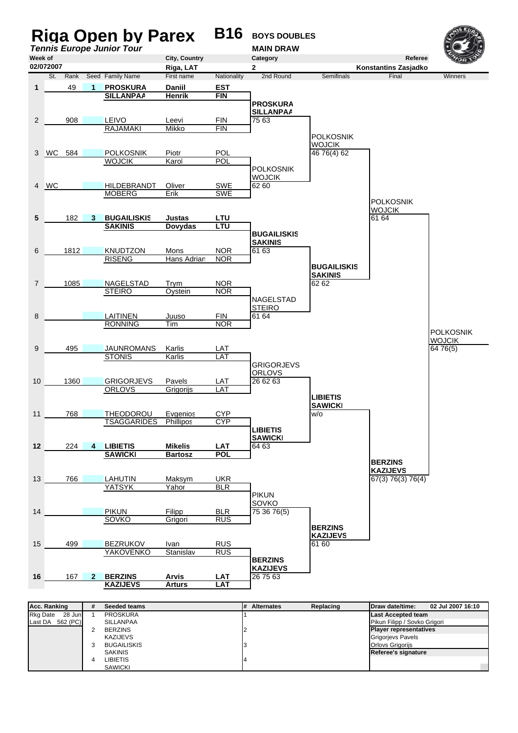# Riga Open by Parex

**B16** **BOYS DOUBLES**

*Tennis Europe Junior Tour*

**MAIN DRAW**

| Week of | City, Country | Category | Referee |
|---|---|---|---|
| 02/072007 | Riga, LAT | 2 | Konstantins Zasjadko |

| | St. | Rank | Seed | Family Name | First name | Nationality | 2nd Round | Semifinals | Final | Winners |
|---|---|---|---|---|---|---|---|---|---|---|
| 1 | | 49 | 1 | **PROSKURA** | **Daniil** | **EST** | | | | |
| | | | | **SILLANPAA** | **Henrik** | **FIN** | | | | |
| | | | | | | | **PROSKURA / SILLANPAA** | | | |
| 2 | | 908 | | LEIVO | Leevi | FIN | 75 63 | | | |
| | | | | RAJAMAKI | Mikko | FIN | | | | |
| | | | | | | | | POLKOSNIK / WOJCIK | | |
| 3 | WC | 584 | | POLKOSNIK | Piotr | POL | | 46 76(4) 62 | | |
| | | | | WOJCIK | Karol | POL | | | | |
| | | | | | | | POLKOSNIK / WOJCIK | | | |
| 4 | WC | | | HILDEBRANDT | Oliver | SWE | 62 60 | | | |
| | | | | MOBERG | Erik | SWE | | | | |
| | | | | | | | | | POLKOSNIK / WOJCIK | |
| 5 | | 182 | 3 | **BUGAILISKIS** | **Justas** | **LTU** | | | 61 64 | |
| | | | | **SAKINIS** | **Dovydas** | **LTU** | | | | |
| | | | | | | | **BUGAILISKIS / SAKINIS** | | | |
| 6 | | 1812 | | KNUDTZON | Mons | NOR | 61 63 | | | |
| | | | | RISENG | Hans Adrian | NOR | | | | |
| | | | | | | | | **BUGAILISKIS / SAKINIS** | | |
| 7 | | 1085 | | NAGELSTAD | Trym | NOR | | 62 62 | | |
| | | | | STEIRO | Oystein | NOR | | | | |
| | | | | | | | NAGELSTAD / STEIRO | | | |
| 8 | | | | LAITINEN | Juuso | FIN | 61 64 | | | |
| | | | | RONNING | Tim | NOR | | | | |
| | | | | | | | | | | POLKOSNIK / WOJCIK |
| 9 | | 495 | | JAUNROMANS | Karlis | LAT | | | | 64 76(5) |
| | | | | STONIS | Karlis | LAT | | | | |
| | | | | | | | GRIGORJEVS / ORLOVS | | | |
| 10 | | 1360 | | GRIGORJEVS | Pavels | LAT | 26 62 63 | | | |
| | | | | ORLOVS | Grigorijs | LAT | | | | |
| | | | | | | | | **LIBIETIS / SAWICKI** | | |
| 11 | | 768 | | THEODOROU | Evgenios | CYP | | w/o | | |
| | | | | TSAGGARIDES | Phillipos | CYP | | | | |
| | | | | | | | **LIBIETIS / SAWICKI** | | | |
| 12 | | 224 | 4 | **LIBIETIS** | **Mikelis** | **LAT** | 64 63 | | | |
| | | | | **SAWICKI** | **Bartosz** | **POL** | | | | |
| | | | | | | | | | **BERZINS / KAZIJEVS** | |
| 13 | | 766 | | LAHUTIN | Maksym | UKR | | | 67(3) 76(3) 76(4) | |
| | | | | YATSYK | Yahor | BLR | | | | |
| | | | | | | | PIKUN / SOVKO | | | |
| 14 | | | | PIKUN | Filipp | BLR | 75 36 76(5) | | | |
| | | | | SOVKO | Grigori | RUS | | | | |
| | | | | | | | | **BERZINS / KAZIJEVS** | | |
| 15 | | 499 | | BEZRUKOV | Ivan | RUS | | 61 60 | | |
| | | | | YAKOVENKO | Stanislav | RUS | | | | |
| | | | | | | | **BERZINS / KAZIJEVS** | | | |
| 16 | | 167 | 2 | **BERZINS** | **Arvis** | **LAT** | 26 75 63 | | | |
| | | | | **KAZIJEVS** | **Arturs** | **LAT** | | | | |

| Acc. Ranking | # | Seeded teams | # | Alternates | Replacing | Draw date/time: 02 Jul 2007 16:10 |
|---|---|---|---|---|---|---|
| Rkg Date 28 Jun | 1 | PROSKURA | 1 | | | **Last Accepted team** |
| Last DA 562 (PC) | | SILLANPAA | | | | Pikun Filipp / Sovko Grigori |
| | 2 | BERZINS | 2 | | | **Player representatives** |
| | | KAZIJEVS | | | | Grigorjevs Pavels |
| | 3 | BUGAILISKIS | 3 | | | Orlovs Grigorijs |
| | | SAKINIS | | | | **Referee's signature** |
| | 4 | LIBIETIS | 4 | | | |
| | | SAWICKI | | | | |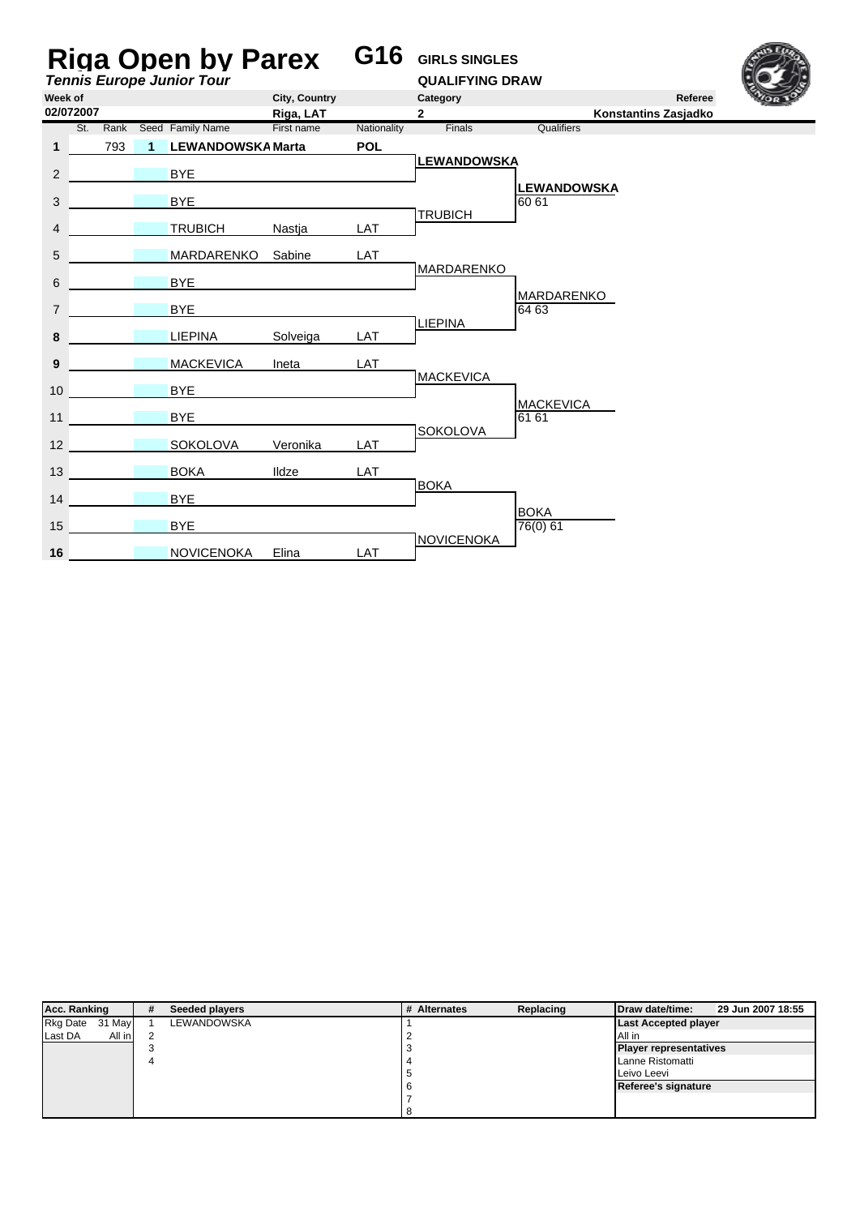# Riga Open by Parex

***Tennis Europe Junior Tour***

**G16** **GIRLS SINGLES**

**QUALIFYING DRAW**

| Week of | City, Country | Category | Referee |
|---|---|---|---|
| 02/072007 | Riga, LAT | 2 | Konstantins Zasjadko |

| # | St. | Rank | Seed | Family Name | First name | Nationality | Finals | Qualifiers |
|---|---|---|---|---|---|---|---|---|
| 1 | | 793 | 1 | **LEWANDOWSKA** | **Marta** | **POL** | **LEWANDOWSKA** | |
| 2 | | | | BYE | | | | **LEWANDOWSKA** 60 61 |
| 3 | | | | BYE | | | TRUBICH | |
| 4 | | | | TRUBICH | Nastja | LAT | | |
| 5 | | | | MARDARENKO | Sabine | LAT | MARDARENKO | |
| 6 | | | | BYE | | | | MARDARENKO 64 63 |
| 7 | | | | BYE | | | LIEPINA | |
| 8 | | | | LIEPINA | Solveiga | LAT | | |
| 9 | | | | MACKEVICA | Ineta | LAT | MACKEVICA | |
| 10 | | | | BYE | | | | MACKEVICA 61 61 |
| 11 | | | | BYE | | | SOKOLOVA | |
| 12 | | | | SOKOLOVA | Veronika | LAT | | |
| 13 | | | | BOKA | Ildze | LAT | BOKA | |
| 14 | | | | BYE | | | | BOKA 76(0) 61 |
| 15 | | | | BYE | | | NOVICENOKA | |
| 16 | | | | NOVICENOKA | Elina | LAT | | |

| Acc. Ranking | | # | Seeded players | # | Alternates | Replacing | Draw date/time: | 29 Jun 2007 18:55 |
|---|---|---|---|---|---|---|---|---|
| Rkg Date | 31 May | 1 | LEWANDOWSKA | 1 | | | **Last Accepted player** | |
| Last DA | All in | 2 | | 2 | | | All in | |
| | | 3 | | 3 | | | **Player representatives** | |
| | | 4 | | 4 | | | Lanne Ristomatti | |
| | | | | 5 | | | Leivo Leevi | |
| | | | | 6 | | | **Referee's signature** | |
| | | | | 7 | | | | |
| | | | | 8 | | | | |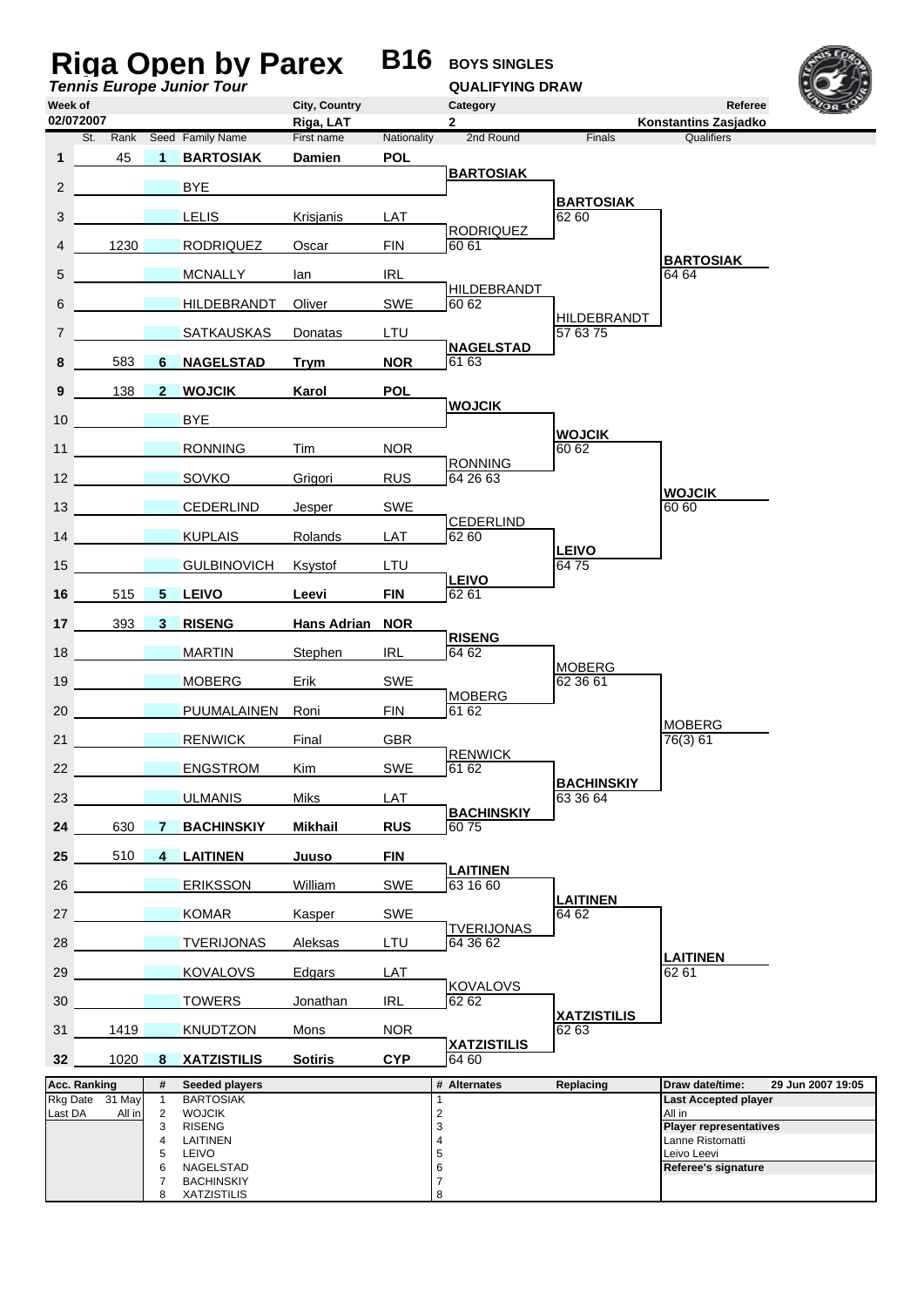# Riga Open by Parex

**B16** **BOYS SINGLES**

*Tennis Europe Junior Tour*

**QUALIFYING DRAW**

| Week of | City, Country | Category | Referee |
|---|---|---|---|
| 02/072007 | Riga, LAT | 2 | Konstantins Zasjadko |

| # | Rank | Seed | Family Name | First name | Nationality | 2nd Round | Finals | Qualifiers |
|---|---|---|---|---|---|---|---|---|
| 1 | 45 | 1 | **BARTOSIAK** | **Damien** | **POL** | | | |
| | | | | | | **BARTOSIAK** | | |
| 2 | | | BYE | | | | | |
| | | | | | | | **BARTOSIAK** 62 60 | |
| 3 | | | LELIS | Krisjanis | LAT | | | |
| | | | | | | RODRIQUEZ 60 61 | | |
| 4 | 1230 | | RODRIQUEZ | Oscar | FIN | | | |
| | | | | | | | | **BARTOSIAK** 64 64 |
| 5 | | | MCNALLY | Ian | IRL | | | |
| | | | | | | HILDEBRANDT 60 62 | | |
| 6 | | | HILDEBRANDT | Oliver | SWE | | | |
| | | | | | | | HILDEBRANDT 57 63 75 | |
| 7 | | | SATKAUSKAS | Donatas | LTU | | | |
| | | | | | | **NAGELSTAD** 61 63 | | |
| 8 | 583 | 6 | **NAGELSTAD** | **Trym** | **NOR** | | | |
| 9 | 138 | 2 | **WOJCIK** | **Karol** | **POL** | | | |
| | | | | | | **WOJCIK** | | |
| 10 | | | BYE | | | | | |
| | | | | | | | **WOJCIK** 60 62 | |
| 11 | | | RONNING | Tim | NOR | | | |
| | | | | | | RONNING 64 26 63 | | |
| 12 | | | SOVKO | Grigori | RUS | | | |
| | | | | | | | | **WOJCIK** 60 60 |
| 13 | | | CEDERLIND | Jesper | SWE | | | |
| | | | | | | CEDERLIND 62 60 | | |
| 14 | | | KUPLAIS | Rolands | LAT | | | |
| | | | | | | | **LEIVO** 64 75 | |
| 15 | | | GULBINOVICH | Ksystof | LTU | | | |
| | | | | | | **LEIVO** 62 61 | | |
| 16 | 515 | 5 | **LEIVO** | **Leevi** | **FIN** | | | |
| 17 | 393 | 3 | **RISENG** | **Hans Adrian** | **NOR** | | | |
| | | | | | | **RISENG** 64 62 | | |
| 18 | | | MARTIN | Stephen | IRL | | | |
| | | | | | | | MOBERG 62 36 61 | |
| 19 | | | MOBERG | Erik | SWE | | | |
| | | | | | | MOBERG 61 62 | | |
| 20 | | | PUUMALAINEN | Roni | FIN | | | |
| | | | | | | | | MOBERG 76(3) 61 |
| 21 | | | RENWICK | Final | GBR | | | |
| | | | | | | RENWICK 61 62 | | |
| 22 | | | ENGSTROM | Kim | SWE | | | |
| | | | | | | | **BACHINSKIY** 63 36 64 | |
| 23 | | | ULMANIS | Miks | LAT | | | |
| | | | | | | **BACHINSKIY** 60 75 | | |
| 24 | 630 | 7 | **BACHINSKIY** | **Mikhail** | **RUS** | | | |
| 25 | 510 | 4 | **LAITINEN** | **Juuso** | **FIN** | | | |
| | | | | | | **LAITINEN** 63 16 60 | | |
| 26 | | | ERIKSSON | William | SWE | | | |
| | | | | | | | **LAITINEN** 64 62 | |
| 27 | | | KOMAR | Kasper | SWE | | | |
| | | | | | | TVERIJONAS 64 36 62 | | |
| 28 | | | TVERIJONAS | Aleksas | LTU | | | |
| | | | | | | | | **LAITINEN** 62 61 |
| 29 | | | KOVALOVS | Edgars | LAT | | | |
| | | | | | | KOVALOVS 62 62 | | |
| 30 | | | TOWERS | Jonathan | IRL | | | |
| | | | | | | | **XATZISTILIS** 62 63 | |
| 31 | 1419 | | KNUDTZON | Mons | NOR | | | |
| | | | | | | **XATZISTILIS** 64 60 | | |
| 32 | 1020 | 8 | **XATZISTILIS** | **Sotiris** | **CYP** | | | |

| Acc. Ranking | | # | Seeded players | # | Alternates | Replacing | Draw date/time: | 29 Jun 2007 19:05 |
|---|---|---|---|---|---|---|---|---|
| Rkg Date | 31 May | 1 | BARTOSIAK | 1 | | | **Last Accepted player** | |
| Last DA | All in | 2 | WOJCIK | 2 | | | All in | |
| | | 3 | RISENG | 3 | | | **Player representatives** | |
| | | 4 | LAITINEN | 4 | | | Lanne Ristomatti | |
| | | 5 | LEIVO | 5 | | | Leivo Leevi | |
| | | 6 | NAGELSTAD | 6 | | | **Referee's signature** | |
| | | 7 | BACHINSKIY | 7 | | | | |
| | | 8 | XATZISTILIS | 8 | | | | |